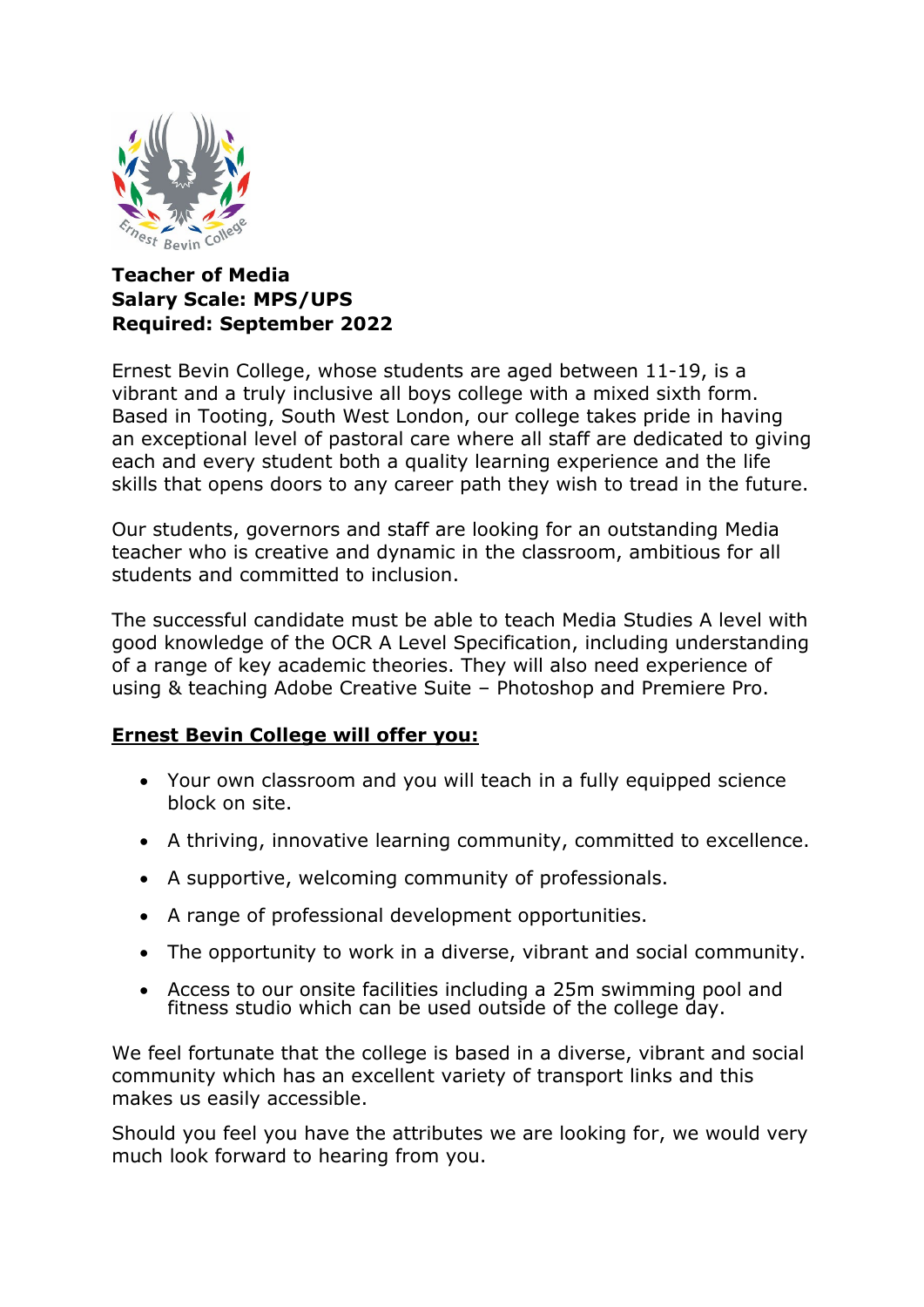**Teacher of Media**
**Salary Scale: MPS/UPS**
**Required: September 2022**

Ernest Bevin College, whose students are aged between 11-19, is a vibrant and a truly inclusive all boys college with a mixed sixth form. Based in Tooting, South West London, our college takes pride in having an exceptional level of pastoral care where all staff are dedicated to giving each and every student both a quality learning experience and the life skills that opens doors to any career path they wish to tread in the future.

Our students, governors and staff are looking for an outstanding Media teacher who is creative and dynamic in the classroom, ambitious for all students and committed to inclusion.

The successful candidate must be able to teach Media Studies A level with good knowledge of the OCR A Level Specification, including understanding of a range of key academic theories. They will also need experience of using & teaching Adobe Creative Suite – Photoshop and Premiere Pro.

**Ernest Bevin College will offer you:**

- Your own classroom and you will teach in a fully equipped science block on site.
- A thriving, innovative learning community, committed to excellence.
- A supportive, welcoming community of professionals.
- A range of professional development opportunities.
- The opportunity to work in a diverse, vibrant and social community.
- Access to our onsite facilities including a 25m swimming pool and fitness studio which can be used outside of the college day.

We feel fortunate that the college is based in a diverse, vibrant and social community which has an excellent variety of transport links and this makes us easily accessible.

Should you feel you have the attributes we are looking for, we would very much look forward to hearing from you.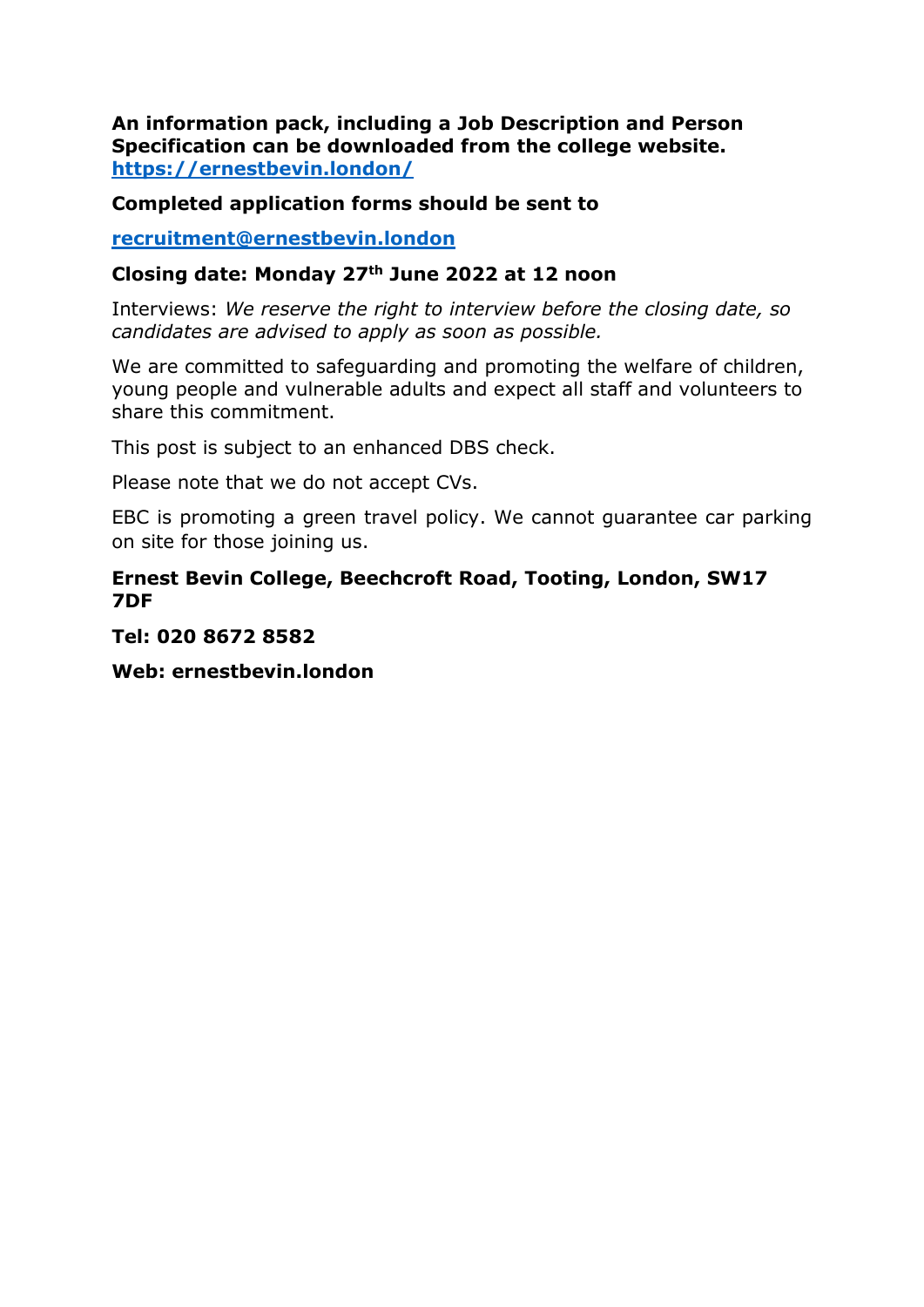**An information pack, including a Job Description and Person Specification can be downloaded from the college website.**
**[https://ernestbevin.london/](https://ernestbevin.london/)**

**Completed application forms should be sent to**

**[recruitment@ernestbevin.london](mailto:recruitment@ernestbevin.london)**

**Closing date: Monday 27th June 2022 at 12 noon**

Interviews: *We reserve the right to interview before the closing date, so candidates are advised to apply as soon as possible.*

We are committed to safeguarding and promoting the welfare of children, young people and vulnerable adults and expect all staff and volunteers to share this commitment.

This post is subject to an enhanced DBS check.

Please note that we do not accept CVs.

EBC is promoting a green travel policy. We cannot guarantee car parking on site for those joining us.

**Ernest Bevin College, Beechcroft Road, Tooting, London, SW17 7DF**

**Tel: 020 8672 8582**

**Web: ernestbevin.london**